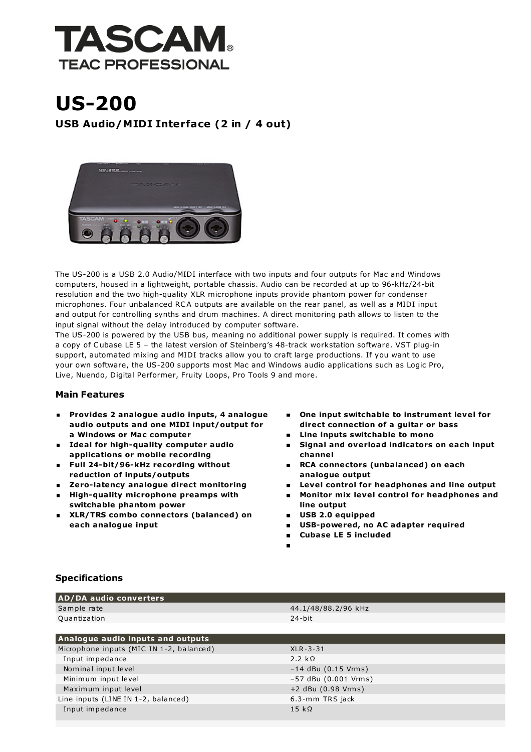TASCAM®
TEAC PROFESSIONAL

# US-200

## USB Audio/MIDI Interface (2 in / 4 out)

The US-200 is a USB 2.0 Audio/MIDI interface with two inputs and four outputs for Mac and Windows computers, housed in a lightweight, portable chassis. Audio can be recorded at up to 96-kHz/24-bit resolution and the two high-quality XLR microphone inputs provide phantom power for condenser microphones. Four unbalanced RCA outputs are available on the rear panel, as well as a MIDI input and output for controlling synths and drum machines. A direct monitoring path allows to listen to the input signal without the delay introduced by computer software.
The US-200 is powered by the USB bus, meaning no additional power supply is required. It comes with a copy of Cubase LE 5 – the latest version of Steinberg's 48-track workstation software. VST plug-in support, automated mixing and MIDI tracks allow you to craft large productions. If you want to use your own software, the US-200 supports most Mac and Windows audio applications such as Logic Pro, Live, Nuendo, Digital Performer, Fruity Loops, Pro Tools 9 and more.

### Main Features

- **Provides 2 analogue audio inputs, 4 analogue audio outputs and one MIDI input/output for a Windows or Mac computer**
- **Ideal for high-quality computer audio applications or mobile recording**
- **Full 24-bit/96-kHz recording without reduction of inputs/outputs**
- **Zero-latency analogue direct monitoring**
- **High-quality microphone preamps with switchable phantom power**
- **XLR/TRS combo connectors (balanced) on each analogue input**
- **One input switchable to instrument level for direct connection of a guitar or bass**
- **Line inputs switchable to mono**
- **Signal and overload indicators on each input channel**
- **RCA connectors (unbalanced) on each analogue output**
- **Level control for headphones and line output**
- **Monitor mix level control for headphones and line output**
- **USB 2.0 equipped**
- **USB-powered, no AC adapter required**
- **Cubase LE 5 included**

### Specifications

| AD/DA audio converters | |
|---|---|
| Sample rate | 44.1/48/88.2/96 kHz |
| Quantization | 24-bit |

| Analogue audio inputs and outputs | |
|---|---|
| Microphone inputs (MIC IN 1-2, balanced) | XLR-3-31 |
| Input impedance | 2.2 kΩ |
| Nominal input level | –14 dBu (0.15 Vrms) |
| Minimum input level | –57 dBu (0.001 Vrms) |
| Maximum input level | +2 dBu (0.98 Vrms) |
| Line inputs (LINE IN 1-2, balanced) | 6.3-mm TRS jack |
| Input impedance | 15 kΩ |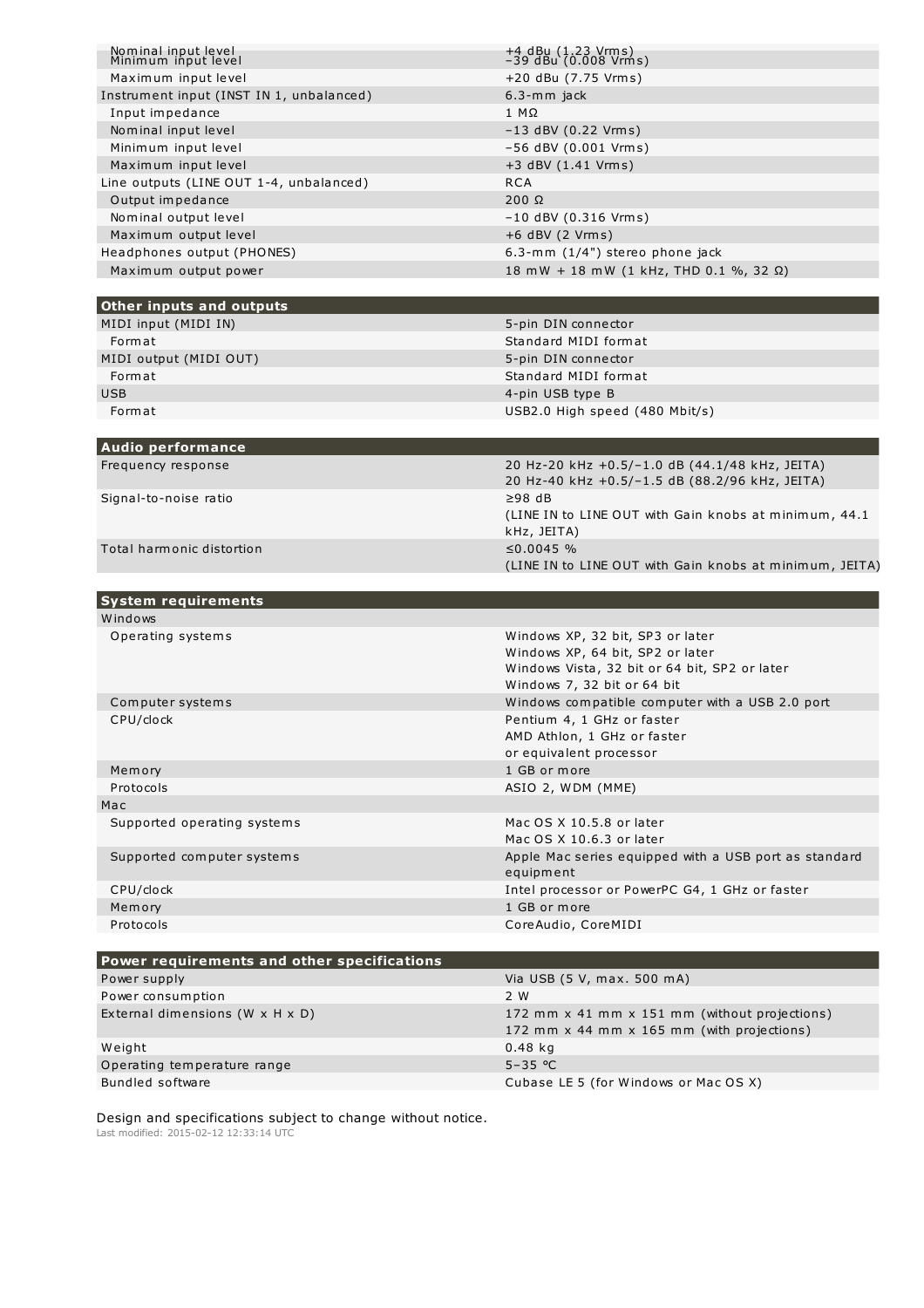| | |
|---|---|
| Nominal input level | +4 dBu (1.23 Vrms) |
| Minimum input level | −39 dBu (0.008 Vrms) |
| Maximum input level | +20 dBu (7.75 Vrms) |
| Instrument input (INST IN 1, unbalanced) | 6.3-mm jack |
| Input impedance | 1 MΩ |
| Nominal input level | −13 dBV (0.22 Vrms) |
| Minimum input level | −56 dBV (0.001 Vrms) |
| Maximum input level | +3 dBV (1.41 Vrms) |
| Line outputs (LINE OUT 1-4, unbalanced) | RCA |
| Output impedance | 200 Ω |
| Nominal output level | −10 dBV (0.316 Vrms) |
| Maximum output level | +6 dBV (2 Vrms) |
| Headphones output (PHONES) | 6.3-mm (1/4") stereo phone jack |
| Maximum output power | 18 mW + 18 mW (1 kHz, THD 0.1 %, 32 Ω) |

| **Other inputs and outputs** | |
|---|---|
| MIDI input (MIDI IN) | 5-pin DIN connector |
| Format | Standard MIDI format |
| MIDI output (MIDI OUT) | 5-pin DIN connector |
| Format | Standard MIDI format |
| USB | 4-pin USB type B |
| Format | USB2.0 High speed (480 Mbit/s) |

| **Audio performance** | |
|---|---|
| Frequency response | 20 Hz-20 kHz +0.5/−1.0 dB (44.1/48 kHz, JEITA)<br>20 Hz-40 kHz +0.5/−1.5 dB (88.2/96 kHz, JEITA) |
| Signal-to-noise ratio | ≥98 dB<br>(LINE IN to LINE OUT with Gain knobs at minimum, 44.1 kHz, JEITA) |
| Total harmonic distortion | ≤0.0045 %<br>(LINE IN to LINE OUT with Gain knobs at minimum, JEITA) |

| **System requirements** | |
|---|---|
| Windows | |
| Operating systems | Windows XP, 32 bit, SP3 or later<br>Windows XP, 64 bit, SP2 or later<br>Windows Vista, 32 bit or 64 bit, SP2 or later<br>Windows 7, 32 bit or 64 bit |
| Computer systems | Windows compatible computer with a USB 2.0 port |
| CPU/clock | Pentium 4, 1 GHz or faster<br>AMD Athlon, 1 GHz or faster<br>or equivalent processor |
| Memory | 1 GB or more |
| Protocols | ASIO 2, WDM (MME) |
| Mac | |
| Supported operating systems | Mac OS X 10.5.8 or later<br>Mac OS X 10.6.3 or later |
| Supported computer systems | Apple Mac series equipped with a USB port as standard equipment |
| CPU/clock | Intel processor or PowerPC G4, 1 GHz or faster |
| Memory | 1 GB or more |
| Protocols | CoreAudio, CoreMIDI |

| **Power requirements and other specifications** | |
|---|---|
| Power supply | Via USB (5 V, max. 500 mA) |
| Power consumption | 2 W |
| External dimensions (W x H x D) | 172 mm x 41 mm x 151 mm (without projections)<br>172 mm x 44 mm x 165 mm (with projections) |
| Weight | 0.48 kg |
| Operating temperature range | 5−35 °C |
| Bundled software | Cubase LE 5 (for Windows or Mac OS X) |

Design and specifications subject to change without notice.

Last modified: 2015-02-12 12:33:14 UTC